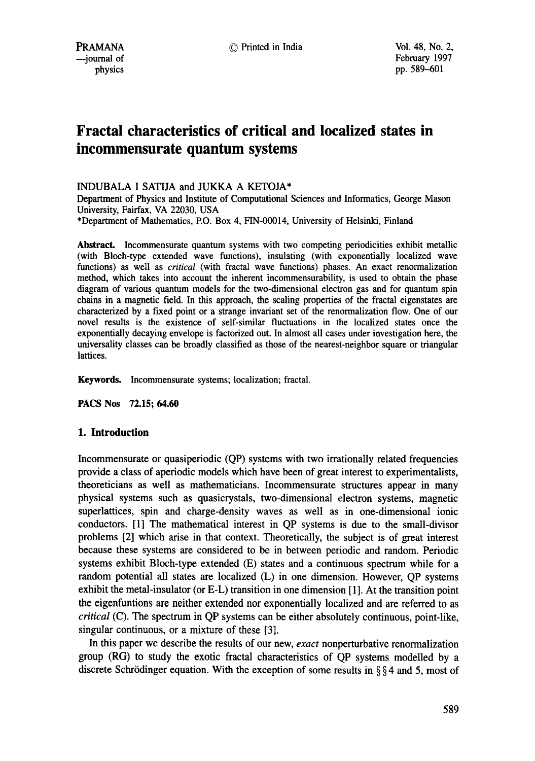# Fractal characteristics of critical and localized states in incommensurate quantum systems

INDUBALA I SATIJA and JUKKA A KETOJA*

Department of Physics and Institute of Computational Sciences and Informatics, George Mason University, Fairfax, VA 22030, USA

*Department of Mathematics, P.O. Box 4, FIN-00014, University of Helsinki, Finland

**Abstract.** Incommensurate quantum systems with two competing periodicities exhibit metallic (with Bloch-type extended wave functions), insulating (with exponentially localized wave functions) as well as *critical* (with fractal wave functions) phases. An exact renormalization method, which takes into account the inherent incommensurability, is used to obtain the phase diagram of various quantum models for the two-dimensional electron gas and for quantum spin chains in a magnetic field. In this approach, the scaling properties of the fractal eigenstates are characterized by a fixed point or a strange invariant set of the renormalization flow. One of our novel results is the existence of self-similar fluctuations in the localized states once the exponentially decaying envelope is factorized out. In almost all cases under investigation here, the universality classes can be broadly classified as those of the nearest-neighbor square or triangular lattices.

**Keywords.** Incommensurate systems; localization; fractal.

**PACS Nos** 72.15; 64.60

## 1. Introduction

Incommensurate or quasiperiodic (QP) systems with two irrationally related frequencies provide a class of aperiodic models which have been of great interest to experimentalists, theoreticians as well as mathematicians. Incommensurate structures appear in many physical systems such as quasicrystals, two-dimensional electron systems, magnetic superlattices, spin and charge-density waves as well as in one-dimensional ionic conductors. [1] The mathematical interest in QP systems is due to the small-divisor problems [2] which arise in that context. Theoretically, the subject is of great interest because these systems are considered to be in between periodic and random. Periodic systems exhibit Bloch-type extended (E) states and a continuous spectrum while for a random potential all states are localized (L) in one dimension. However, QP systems exhibit the metal-insulator (or E-L) transition in one dimension [1]. At the transition point the eigenfuntions are neither extended nor exponentially localized and are referred to as *critical* (C). The spectrum in QP systems can be either absolutely continuous, point-like, singular continuous, or a mixture of these [3].

In this paper we describe the results of our new, *exact* nonperturbative renormalization group (RG) to study the exotic fractal characteristics of QP systems modelled by a discrete Schrödinger equation. With the exception of some results in §§4 and 5, most of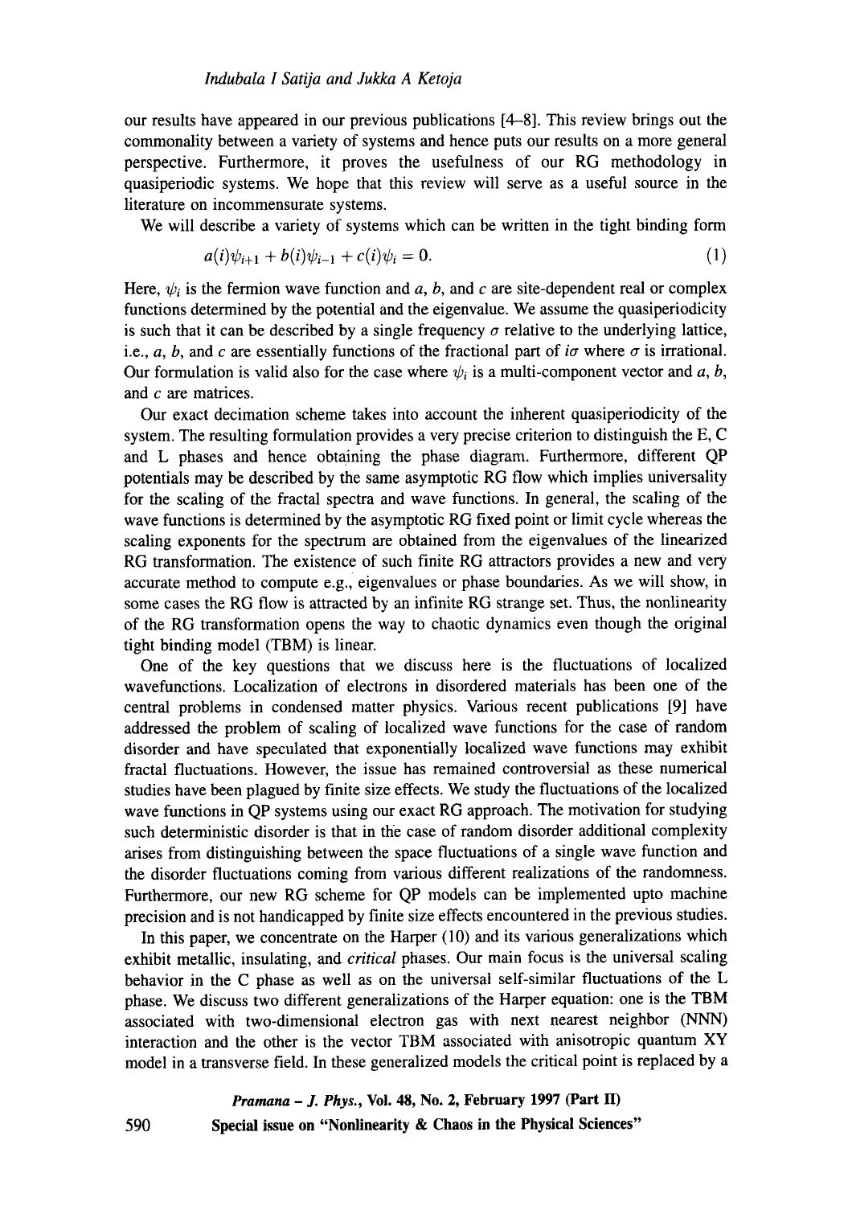our results have appeared in our previous publications [4–8]. This review brings out the commonality between a variety of systems and hence puts our results on a more general perspective. Furthermore, it proves the usefulness of our RG methodology in quasiperiodic systems. We hope that this review will serve as a useful source in the literature on incommensurate systems.

We will describe a variety of systems which can be written in the tight binding form

$$a(i)\psi_{i+1} + b(i)\psi_{i-1} + c(i)\psi_i = 0. \tag{1}$$

Here, $\psi_i$ is the fermion wave function and $a$, $b$, and $c$ are site-dependent real or complex functions determined by the potential and the eigenvalue. We assume the quasiperiodicity is such that it can be described by a single frequency $\sigma$ relative to the underlying lattice, i.e., $a$, $b$, and $c$ are essentially functions of the fractional part of $i\sigma$ where $\sigma$ is irrational. Our formulation is valid also for the case where $\psi_i$ is a multi-component vector and $a$, $b$, and $c$ are matrices.

Our exact decimation scheme takes into account the inherent quasiperiodicity of the system. The resulting formulation provides a very precise criterion to distinguish the E, C and L phases and hence obtaining the phase diagram. Furthermore, different QP potentials may be described by the same asymptotic RG flow which implies universality for the scaling of the fractal spectra and wave functions. In general, the scaling of the wave functions is determined by the asymptotic RG fixed point or limit cycle whereas the scaling exponents for the spectrum are obtained from the eigenvalues of the linearized RG transformation. The existence of such finite RG attractors provides a new and very accurate method to compute e.g., eigenvalues or phase boundaries. As we will show, in some cases the RG flow is attracted by an infinite RG strange set. Thus, the nonlinearity of the RG transformation opens the way to chaotic dynamics even though the original tight binding model (TBM) is linear.

One of the key questions that we discuss here is the fluctuations of localized wavefunctions. Localization of electrons in disordered materials has been one of the central problems in condensed matter physics. Various recent publications [9] have addressed the problem of scaling of localized wave functions for the case of random disorder and have speculated that exponentially localized wave functions may exhibit fractal fluctuations. However, the issue has remained controversial as these numerical studies have been plagued by finite size effects. We study the fluctuations of the localized wave functions in QP systems using our exact RG approach. The motivation for studying such deterministic disorder is that in the case of random disorder additional complexity arises from distinguishing between the space fluctuations of a single wave function and the disorder fluctuations coming from various different realizations of the randomness. Furthermore, our new RG scheme for QP models can be implemented upto machine precision and is not handicapped by finite size effects encountered in the previous studies.

In this paper, we concentrate on the Harper (10) and its various generalizations which exhibit metallic, insulating, and *critical* phases. Our main focus is the universal scaling behavior in the C phase as well as on the universal self-similar fluctuations of the L phase. We discuss two different generalizations of the Harper equation: one is the TBM associated with two-dimensional electron gas with next nearest neighbor (NNN) interaction and the other is the vector TBM associated with anisotropic quantum XY model in a transverse field. In these generalized models the critical point is replaced by a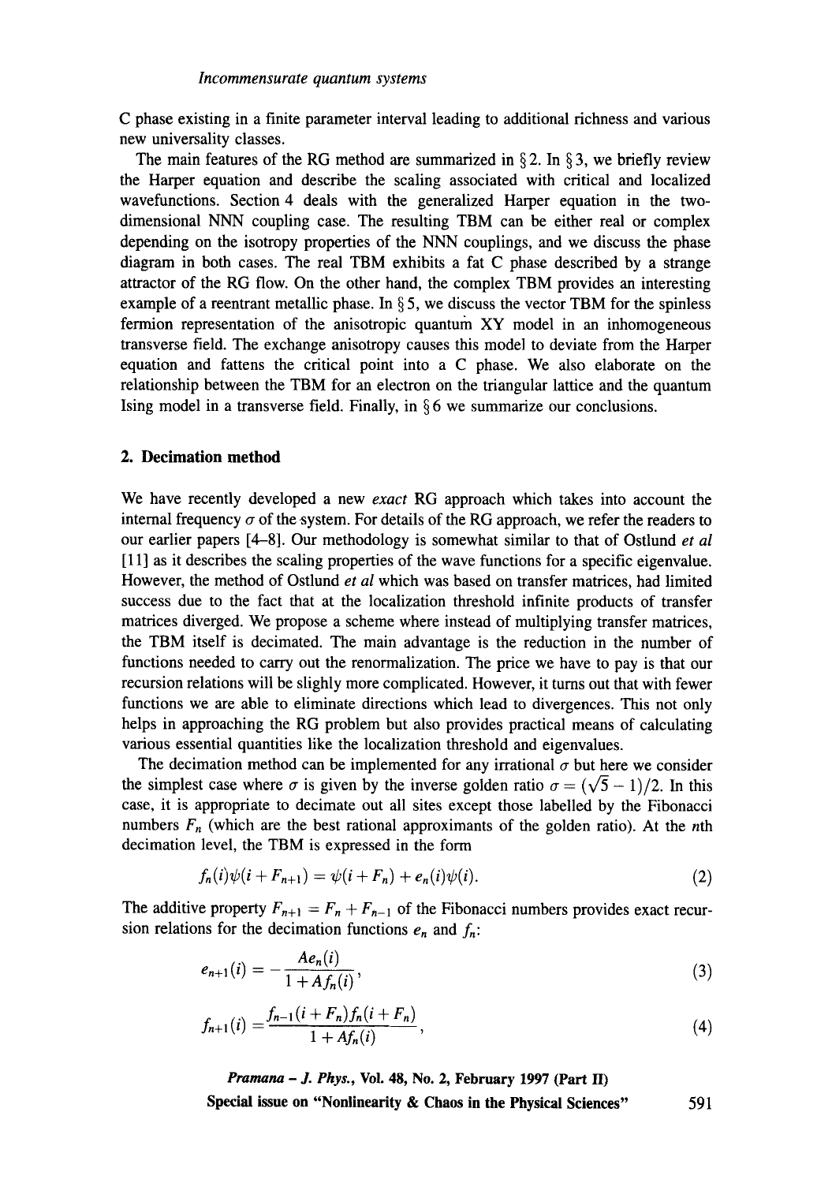C phase existing in a finite parameter interval leading to additional richness and various new universality classes.

The main features of the RG method are summarized in § 2. In § 3, we briefly review the Harper equation and describe the scaling associated with critical and localized wavefunctions. Section 4 deals with the generalized Harper equation in the two-dimensional NNN coupling case. The resulting TBM can be either real or complex depending on the isotropy properties of the NNN couplings, and we discuss the phase diagram in both cases. The real TBM exhibits a fat C phase described by a strange attractor of the RG flow. On the other hand, the complex TBM provides an interesting example of a reentrant metallic phase. In § 5, we discuss the vector TBM for the spinless fermion representation of the anisotropic quantum XY model in an inhomogeneous transverse field. The exchange anisotropy causes this model to deviate from the Harper equation and fattens the critical point into a C phase. We also elaborate on the relationship between the TBM for an electron on the triangular lattice and the quantum Ising model in a transverse field. Finally, in § 6 we summarize our conclusions.

## 2. Decimation method

We have recently developed a new *exact* RG approach which takes into account the internal frequency $\sigma$ of the system. For details of the RG approach, we refer the readers to our earlier papers [4–8]. Our methodology is somewhat similar to that of Ostlund *et al* [11] as it describes the scaling properties of the wave functions for a specific eigenvalue. However, the method of Ostlund *et al* which was based on transfer matrices, had limited success due to the fact that at the localization threshold infinite products of transfer matrices diverged. We propose a scheme where instead of multiplying transfer matrices, the TBM itself is decimated. The main advantage is the reduction in the number of functions needed to carry out the renormalization. The price we have to pay is that our recursion relations will be slighly more complicated. However, it turns out that with fewer functions we are able to eliminate directions which lead to divergences. This not only helps in approaching the RG problem but also provides practical means of calculating various essential quantities like the localization threshold and eigenvalues.

The decimation method can be implemented for any irrational $\sigma$ but here we consider the simplest case where $\sigma$ is given by the inverse golden ratio $\sigma = (\sqrt{5}-1)/2$. In this case, it is appropriate to decimate out all sites except those labelled by the Fibonacci numbers $F_n$ (which are the best rational approximants of the golden ratio). At the $n$th decimation level, the TBM is expressed in the form

$$f_n(i)\psi(i+F_{n+1}) = \psi(i+F_n) + e_n(i)\psi(i). \tag{2}$$

The additive property $F_{n+1} = F_n + F_{n-1}$ of the Fibonacci numbers provides exact recursion relations for the decimation functions $e_n$ and $f_n$:

$$e_{n+1}(i) = -\frac{Ae_n(i)}{1+Af_n(i)}, \tag{3}$$

$$f_{n+1}(i) = \frac{f_{n-1}(i+F_n)f_n(i+F_n)}{1+Af_n(i)}, \tag{4}$$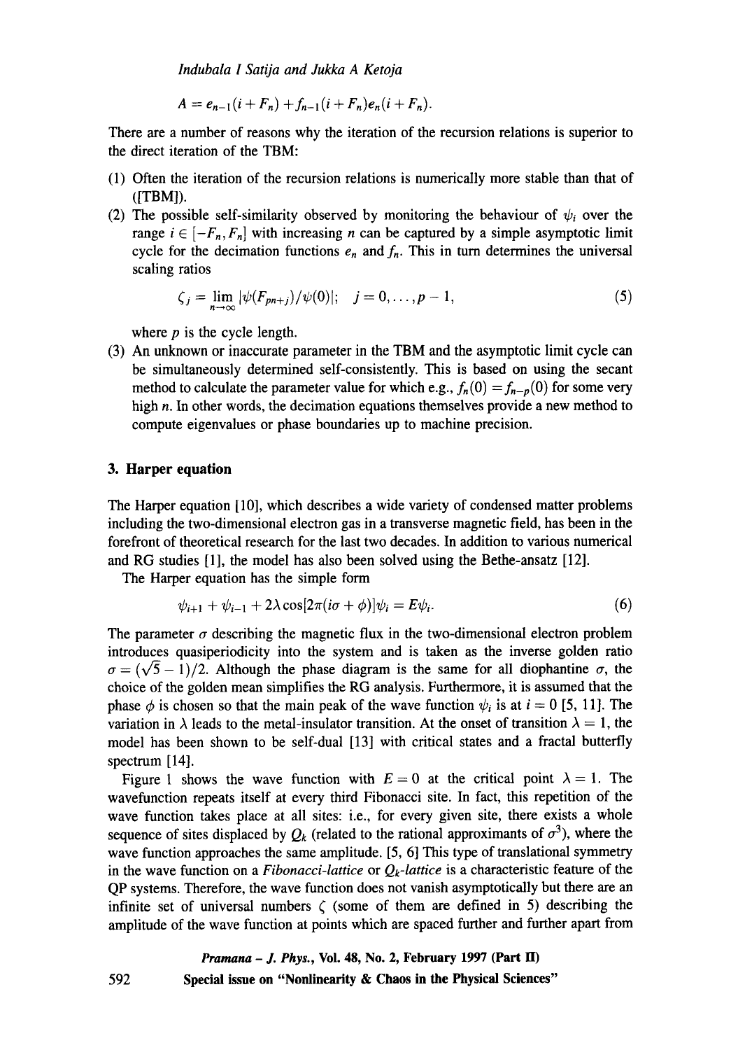$$A = e_{n-1}(i + F_n) + f_{n-1}(i + F_n)e_n(i + F_n).$$

There are a number of reasons why the iteration of the recursion relations is superior to the direct iteration of the TBM:

(1) Often the iteration of the recursion relations is numerically more stable than that of ([TBM]).

(2) The possible self-similarity observed by monitoring the behaviour of $\psi_i$ over the range $i \in [-F_n, F_n]$ with increasing $n$ can be captured by a simple asymptotic limit cycle for the decimation functions $e_n$ and $f_n$. This in turn determines the universal scaling ratios

$$\zeta_j = \lim_{n\to\infty} |\psi(F_{pn+j})/\psi(0)|; \quad j = 0, \ldots, p-1, \tag{5}$$

where $p$ is the cycle length.

(3) An unknown or inaccurate parameter in the TBM and the asymptotic limit cycle can be simultaneously determined self-consistently. This is based on using the secant method to calculate the parameter value for which e.g., $f_n(0) = f_{n-p}(0)$ for some very high $n$. In other words, the decimation equations themselves provide a new method to compute eigenvalues or phase boundaries up to machine precision.

## 3. Harper equation

The Harper equation [10], which describes a wide variety of condensed matter problems including the two-dimensional electron gas in a transverse magnetic field, has been in the forefront of theoretical research for the last two decades. In addition to various numerical and RG studies [1], the model has also been solved using the Bethe-ansatz [12].

The Harper equation has the simple form

$$\psi_{i+1} + \psi_{i-1} + 2\lambda \cos[2\pi(i\sigma + \phi)]\psi_i = E\psi_i. \tag{6}$$

The parameter $\sigma$ describing the magnetic flux in the two-dimensional electron problem introduces quasiperiodicity into the system and is taken as the inverse golden ratio $\sigma = (\sqrt{5} - 1)/2$. Although the phase diagram is the same for all diophantine $\sigma$, the choice of the golden mean simplifies the RG analysis. Furthermore, it is assumed that the phase $\phi$ is chosen so that the main peak of the wave function $\psi_i$ is at $i = 0$ [5, 11]. The variation in $\lambda$ leads to the metal-insulator transition. At the onset of transition $\lambda = 1$, the model has been shown to be self-dual [13] with critical states and a fractal butterfly spectrum [14].

Figure 1 shows the wave function with $E = 0$ at the critical point $\lambda = 1$. The wavefunction repeats itself at every third Fibonacci site. In fact, this repetition of the wave function takes place at all sites: i.e., for every given site, there exists a whole sequence of sites displaced by $Q_k$ (related to the rational approximants of $\sigma^3$), where the wave function approaches the same amplitude. [5, 6] This type of translational symmetry in the wave function on a *Fibonacci-lattice* or *$Q_k$-lattice* is a characteristic feature of the QP systems. Therefore, the wave function does not vanish asymptotically but there are an infinite set of universal numbers $\zeta$ (some of them are defined in 5) describing the amplitude of the wave function at points which are spaced further and further apart from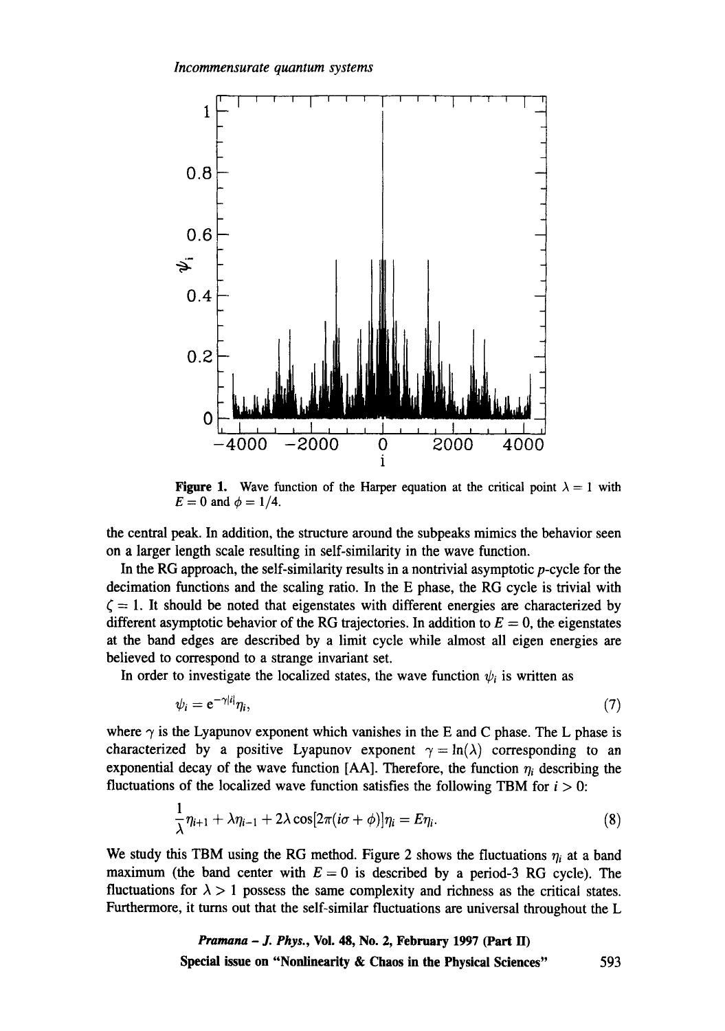**Figure 1.** Wave function of the Harper equation at the critical point $\lambda = 1$ with $E = 0$ and $\phi = 1/4$.

the central peak. In addition, the structure around the subpeaks mimics the behavior seen on a larger length scale resulting in self-similarity in the wave function.

In the RG approach, the self-similarity results in a nontrivial asymptotic $p$-cycle for the decimation functions and the scaling ratio. In the E phase, the RG cycle is trivial with $\zeta = 1$. It should be noted that eigenstates with different energies are characterized by different asymptotic behavior of the RG trajectories. In addition to $E = 0$, the eigenstates at the band edges are described by a limit cycle while almost all eigen energies are believed to correspond to a strange invariant set.

In order to investigate the localized states, the wave function $\psi_i$ is written as

$$\psi_i = e^{-\gamma|i|}\eta_i, \tag{7}$$

where $\gamma$ is the Lyapunov exponent which vanishes in the E and C phase. The L phase is characterized by a positive Lyapunov exponent $\gamma = \ln(\lambda)$ corresponding to an exponential decay of the wave function [AA]. Therefore, the function $\eta_i$ describing the fluctuations of the localized wave function satisfies the following TBM for $i > 0$:

$$\frac{1}{\lambda}\eta_{i+1} + \lambda\eta_{i-1} + 2\lambda\cos[2\pi(i\sigma + \phi)]\eta_i = E\eta_i. \tag{8}$$

We study this TBM using the RG method. Figure 2 shows the fluctuations $\eta_i$ at a band maximum (the band center with $E = 0$ is described by a period-3 RG cycle). The fluctuations for $\lambda > 1$ possess the same complexity and richness as the critical states. Furthermore, it turns out that the self-similar fluctuations are universal throughout the L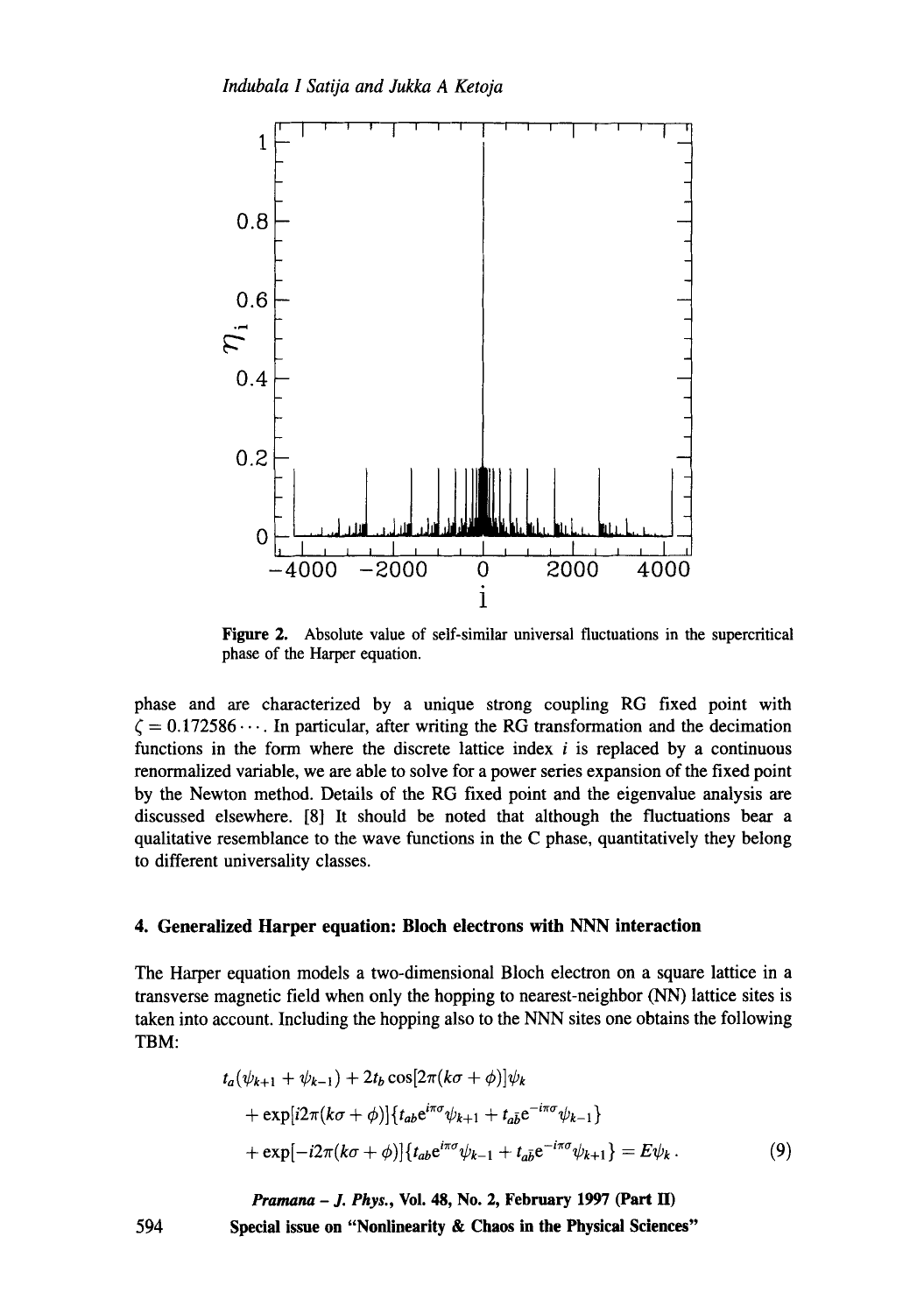**Figure 2.** Absolute value of self-similar universal fluctuations in the supercritical phase of the Harper equation.

phase and are characterized by a unique strong coupling RG fixed point with $\zeta = 0.172586\cdots$. In particular, after writing the RG transformation and the decimation functions in the form where the discrete lattice index $i$ is replaced by a continuous renormalized variable, we are able to solve for a power series expansion of the fixed point by the Newton method. Details of the RG fixed point and the eigenvalue analysis are discussed elsewhere. [8] It should be noted that although the fluctuations bear a qualitative resemblance to the wave functions in the C phase, quantitatively they belong to different universality classes.

## 4. Generalized Harper equation: Bloch electrons with NNN interaction

The Harper equation models a two-dimensional Bloch electron on a square lattice in a transverse magnetic field when only the hopping to nearest-neighbor (NN) lattice sites is taken into account. Including the hopping also to the NNN sites one obtains the following TBM:

$$
\begin{aligned}
&t_a(\psi_{k+1} + \psi_{k-1}) + 2t_b \cos[2\pi(k\sigma + \phi)]\psi_k \\
&\quad + \exp[i2\pi(k\sigma + \phi)]\{t_{ab}e^{i\pi\sigma}\psi_{k+1} + t_{a\bar{b}}e^{-i\pi\sigma}\psi_{k-1}\} \\
&\quad + \exp[-i2\pi(k\sigma + \phi)]\{t_{ab}e^{i\pi\sigma}\psi_{k-1} + t_{a\bar{b}}e^{-i\pi\sigma}\psi_{k+1}\} = E\psi_k \, .
\end{aligned} \tag{9}
$$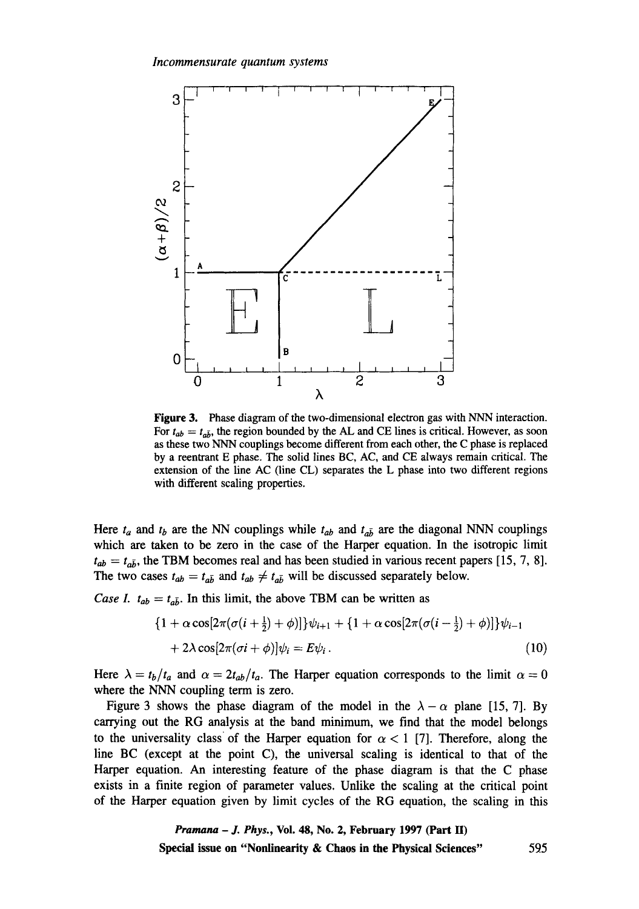**Figure 3.** Phase diagram of the two-dimensional electron gas with NNN interaction. For $t_{ab} = t_{a\bar{b}}$, the region bounded by the AL and CE lines is critical. However, as soon as these two NNN couplings become different from each other, the C phase is replaced by a reentrant E phase. The solid lines BC, AC, and CE always remain critical. The extension of the line AC (line CL) separates the L phase into two different regions with different scaling properties.

Here $t_a$ and $t_b$ are the NN couplings while $t_{ab}$ and $t_{a\bar{b}}$ are the diagonal NNN couplings which are taken to be zero in the case of the Harper equation. In the isotropic limit $t_{ab} = t_{a\bar{b}}$, the TBM becomes real and has been studied in various recent papers [15, 7, 8]. The two cases $t_{ab} = t_{a\bar{b}}$ and $t_{ab} \neq t_{a\bar{b}}$ will be discussed separately below.

*Case I.* $t_{ab} = t_{a\bar{b}}$. In this limit, the above TBM can be written as

$$\{1 + \alpha \cos[2\pi(\sigma(i + \tfrac{1}{2}) + \phi)]\}\psi_{i+1} + \{1 + \alpha \cos[2\pi(\sigma(i - \tfrac{1}{2}) + \phi)]\}\psi_{i-1}$$
$$+ 2\lambda \cos[2\pi(\sigma i + \phi)]\psi_i = E\psi_i \,. \tag{10}$$

Here $\lambda = t_b/t_a$ and $\alpha = 2t_{ab}/t_a$. The Harper equation corresponds to the limit $\alpha = 0$ where the NNN coupling term is zero.

Figure 3 shows the phase diagram of the model in the $\lambda - \alpha$ plane [15, 7]. By carrying out the RG analysis at the band minimum, we find that the model belongs to the universality class of the Harper equation for $\alpha < 1$ [7]. Therefore, along the line BC (except at the point C), the universal scaling is identical to that of the Harper equation. An interesting feature of the phase diagram is that the C phase exists in a finite region of parameter values. Unlike the scaling at the critical point of the Harper equation given by limit cycles of the RG equation, the scaling in this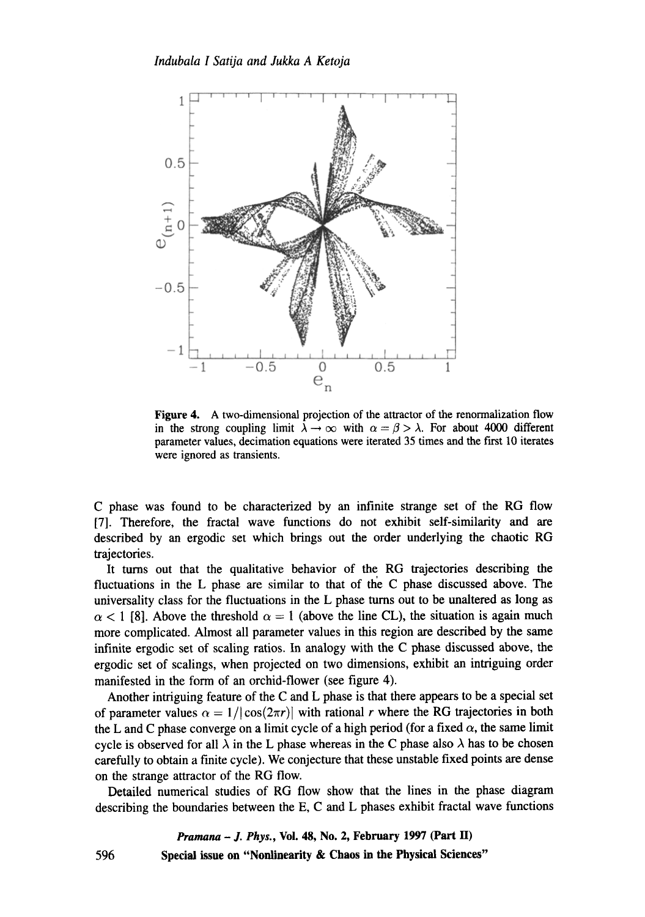**Figure 4.** A two-dimensional projection of the attractor of the renormalization flow in the strong coupling limit $\lambda \rightarrow \infty$ with $\alpha = \beta > \lambda$. For about 4000 different parameter values, decimation equations were iterated 35 times and the first 10 iterates were ignored as transients.

C phase was found to be characterized by an infinite strange set of the RG flow [7]. Therefore, the fractal wave functions do not exhibit self-similarity and are described by an ergodic set which brings out the order underlying the chaotic RG trajectories.

It turns out that the qualitative behavior of the RG trajectories describing the fluctuations in the L phase are similar to that of the C phase discussed above. The universality class for the fluctuations in the L phase turns out to be unaltered as long as $\alpha < 1$ [8]. Above the threshold $\alpha = 1$ (above the line CL), the situation is again much more complicated. Almost all parameter values in this region are described by the same infinite ergodic set of scaling ratios. In analogy with the C phase discussed above, the ergodic set of scalings, when projected on two dimensions, exhibit an intriguing order manifested in the form of an orchid-flower (see figure 4).

Another intriguing feature of the C and L phase is that there appears to be a special set of parameter values $\alpha = 1/|\cos(2\pi r)|$ with rational $r$ where the RG trajectories in both the L and C phase converge on a limit cycle of a high period (for a fixed $\alpha$, the same limit cycle is observed for all $\lambda$ in the L phase whereas in the C phase also $\lambda$ has to be chosen carefully to obtain a finite cycle). We conjecture that these unstable fixed points are dense on the strange attractor of the RG flow.

Detailed numerical studies of RG flow show that the lines in the phase diagram describing the boundaries between the E, C and L phases exhibit fractal wave functions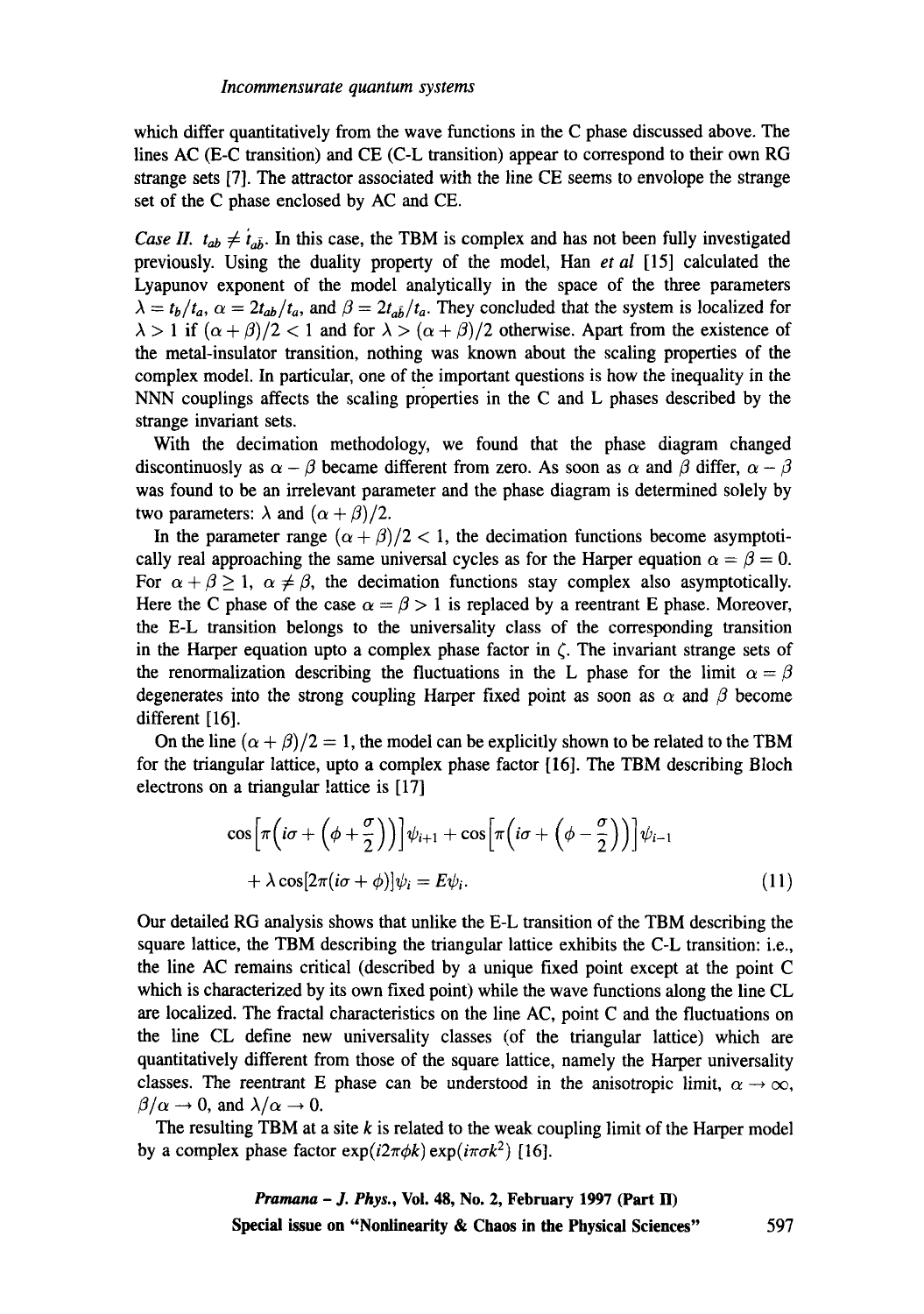which differ quantitatively from the wave functions in the C phase discussed above. The lines AC (E-C transition) and CE (C-L transition) appear to correspond to their own RG strange sets [7]. The attractor associated with the line CE seems to envolope the strange set of the C phase enclosed by AC and CE.

*Case II.* $t_{ab} \neq t_{a\bar{b}}$. In this case, the TBM is complex and has not been fully investigated previously. Using the duality property of the model, Han *et al* [15] calculated the Lyapunov exponent of the model analytically in the space of the three parameters $\lambda = t_b/t_a$, $\alpha = 2t_{ab}/t_a$, and $\beta = 2t_{a\bar{b}}/t_a$. They concluded that the system is localized for $\lambda > 1$ if $(\alpha + \beta)/2 < 1$ and for $\lambda > (\alpha + \beta)/2$ otherwise. Apart from the existence of the metal-insulator transition, nothing was known about the scaling properties of the complex model. In particular, one of the important questions is how the inequality in the NNN couplings affects the scaling properties in the C and L phases described by the strange invariant sets.

With the decimation methodology, we found that the phase diagram changed discontinuosly as $\alpha - \beta$ became different from zero. As soon as $\alpha$ and $\beta$ differ, $\alpha - \beta$ was found to be an irrelevant parameter and the phase diagram is determined solely by two parameters: $\lambda$ and $(\alpha + \beta)/2$.

In the parameter range $(\alpha + \beta)/2 < 1$, the decimation functions become asymptotically real approaching the same universal cycles as for the Harper equation $\alpha = \beta = 0$. For $\alpha + \beta \geq 1$, $\alpha \neq \beta$, the decimation functions stay complex also asymptotically. Here the C phase of the case $\alpha = \beta > 1$ is replaced by a reentrant E phase. Moreover, the E-L transition belongs to the universality class of the corresponding transition in the Harper equation upto a complex phase factor in $\zeta$. The invariant strange sets of the renormalization describing the fluctuations in the L phase for the limit $\alpha = \beta$ degenerates into the strong coupling Harper fixed point as soon as $\alpha$ and $\beta$ become different [16].

On the line $(\alpha + \beta)/2 = 1$, the model can be explicitly shown to be related to the TBM for the triangular lattice, upto a complex phase factor [16]. The TBM describing Bloch electrons on a triangular lattice is [17]

$$\cos\left[\pi\left(i\sigma + \left(\phi + \frac{\sigma}{2}\right)\right)\right]\psi_{i+1} + \cos\left[\pi\left(i\sigma + \left(\phi - \frac{\sigma}{2}\right)\right)\right]\psi_{i-1} + \lambda\cos[2\pi(i\sigma + \phi)]\psi_i = E\psi_i. \tag{11}$$

Our detailed RG analysis shows that unlike the E-L transition of the TBM describing the square lattice, the TBM describing the triangular lattice exhibits the C-L transition: i.e., the line AC remains critical (described by a unique fixed point except at the point C which is characterized by its own fixed point) while the wave functions along the line CL are localized. The fractal characteristics on the line AC, point C and the fluctuations on the line CL define new universality classes (of the triangular lattice) which are quantitatively different from those of the square lattice, namely the Harper universality classes. The reentrant E phase can be understood in the anisotropic limit, $\alpha \to \infty$, $\beta/\alpha \to 0$, and $\lambda/\alpha \to 0$.

The resulting TBM at a site $k$ is related to the weak coupling limit of the Harper model by a complex phase factor $\exp(i2\pi\phi k)\exp(i\pi\sigma k^2)$ [16].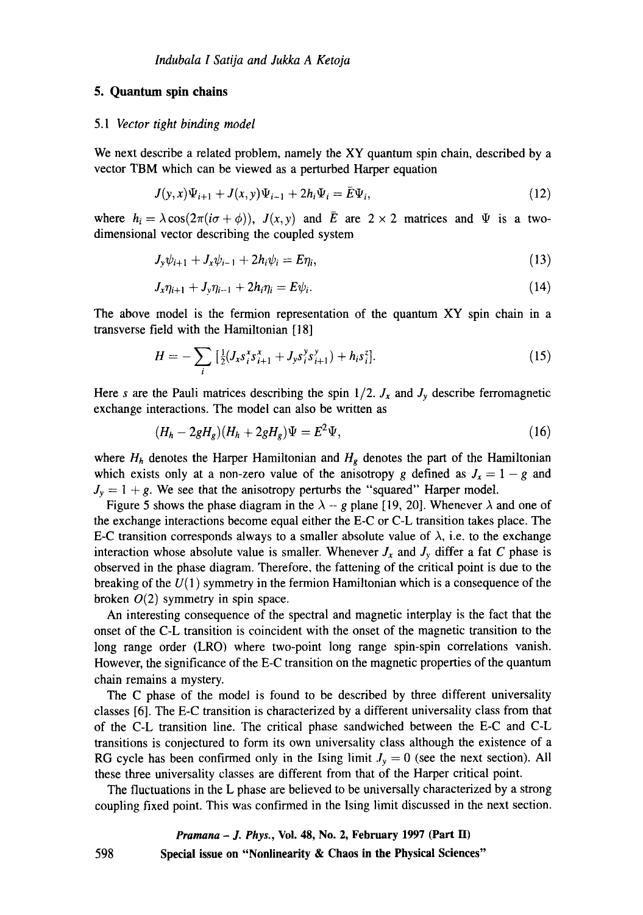## 5. Quantum spin chains

### 5.1 *Vector tight binding model*

We next describe a related problem, namely the XY quantum spin chain, described by a vector TBM which can be viewed as a perturbed Harper equation

$$J(y,x)\Psi_{i+1} + J(x,y)\Psi_{i-1} + 2h_i\Psi_i = \bar{E}\Psi_i, \tag{12}$$

where $h_i = \lambda\cos(2\pi(i\sigma + \phi))$, $J(x,y)$ and $\bar{E}$ are $2\times 2$ matrices and $\Psi$ is a two-dimensional vector describing the coupled system

$$J_y\psi_{i+1} + J_x\psi_{i-1} + 2h_i\psi_i = E\eta_i, \tag{13}$$

$$J_x\eta_{i+1} + J_y\eta_{i-1} + 2h_i\eta_i = E\psi_i. \tag{14}$$

The above model is the fermion representation of the quantum XY spin chain in a transverse field with the Hamiltonian [18]

$$H = -\sum_i \left[\tfrac{1}{2}(J_x s_i^x s_{i+1}^x + J_y s_i^y s_{i+1}^y) + h_i s_i^z\right]. \tag{15}$$

Here $s$ are the Pauli matrices describing the spin 1/2. $J_x$ and $J_y$ describe ferromagnetic exchange interactions. The model can also be written as

$$(H_h - 2gH_g)(H_h + 2gH_g)\Psi = E^2\Psi, \tag{16}$$

where $H_h$ denotes the Harper Hamiltonian and $H_g$ denotes the part of the Hamiltonian which exists only at a non-zero value of the anisotropy $g$ defined as $J_x = 1 - g$ and $J_y = 1 + g$. We see that the anisotropy perturbs the "squared" Harper model.

Figure 5 shows the phase diagram in the $\lambda - g$ plane [19, 20]. Whenever $\lambda$ and one of the exchange interactions become equal either the E-C or C-L transition takes place. The E-C transition corresponds always to a smaller absolute value of $\lambda$, i.e. to the exchange interaction whose absolute value is smaller. Whenever $J_x$ and $J_y$ differ a fat $C$ phase is observed in the phase diagram. Therefore, the fattening of the critical point is due to the breaking of the $U(1)$ symmetry in the fermion Hamiltonian which is a consequence of the broken $O(2)$ symmetry in spin space.

An interesting consequence of the spectral and magnetic interplay is the fact that the onset of the C-L transition is coincident with the onset of the magnetic transition to the long range order (LRO) where two-point long range spin-spin correlations vanish. However, the significance of the E-C transition on the magnetic properties of the quantum chain remains a mystery.

The C phase of the model is found to be described by three different universality classes [6]. The E-C transition is characterized by a different universality class from that of the C-L transition line. The critical phase sandwiched between the E-C and C-L transitions is conjectured to form its own universality class although the existence of a RG cycle has been confirmed only in the Ising limit $J_y = 0$ (see the next section). All these three universality classes are different from that of the Harper critical point.

The fluctuations in the L phase are believed to be universally characterized by a strong coupling fixed point. This was confirmed in the Ising limit discussed in the next section.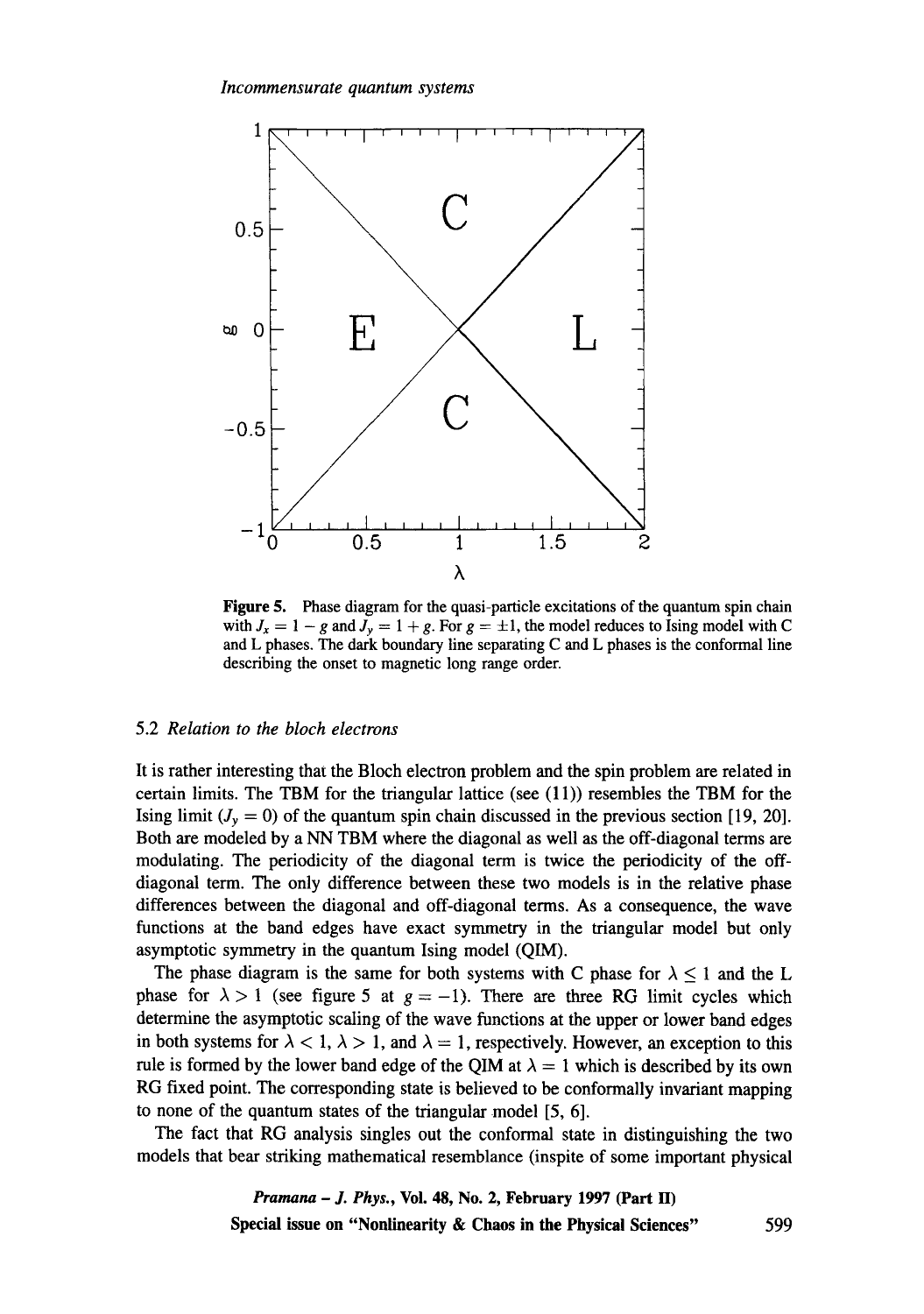**Figure 5.** Phase diagram for the quasi-particle excitations of the quantum spin chain with $J_x = 1 - g$ and $J_y = 1 + g$. For $g = \pm 1$, the model reduces to Ising model with C and L phases. The dark boundary line separating C and L phases is the conformal line describing the onset to magnetic long range order.

### 5.2 *Relation to the bloch electrons*

It is rather interesting that the Bloch electron problem and the spin problem are related in certain limits. The TBM for the triangular lattice (see (11)) resembles the TBM for the Ising limit ($J_y = 0$) of the quantum spin chain discussed in the previous section [19, 20]. Both are modeled by a NN TBM where the diagonal as well as the off-diagonal terms are modulating. The periodicity of the diagonal term is twice the periodicity of the off-diagonal term. The only difference between these two models is in the relative phase differences between the diagonal and off-diagonal terms. As a consequence, the wave functions at the band edges have exact symmetry in the triangular model but only asymptotic symmetry in the quantum Ising model (QIM).

The phase diagram is the same for both systems with C phase for $\lambda \leq 1$ and the L phase for $\lambda > 1$ (see figure 5 at $g = -1$). There are three RG limit cycles which determine the asymptotic scaling of the wave functions at the upper or lower band edges in both systems for $\lambda < 1$, $\lambda > 1$, and $\lambda = 1$, respectively. However, an exception to this rule is formed by the lower band edge of the QIM at $\lambda = 1$ which is described by its own RG fixed point. The corresponding state is believed to be conformally invariant mapping to none of the quantum states of the triangular model [5, 6].

The fact that RG analysis singles out the conformal state in distinguishing the two models that bear striking mathematical resemblance (inspite of some important physical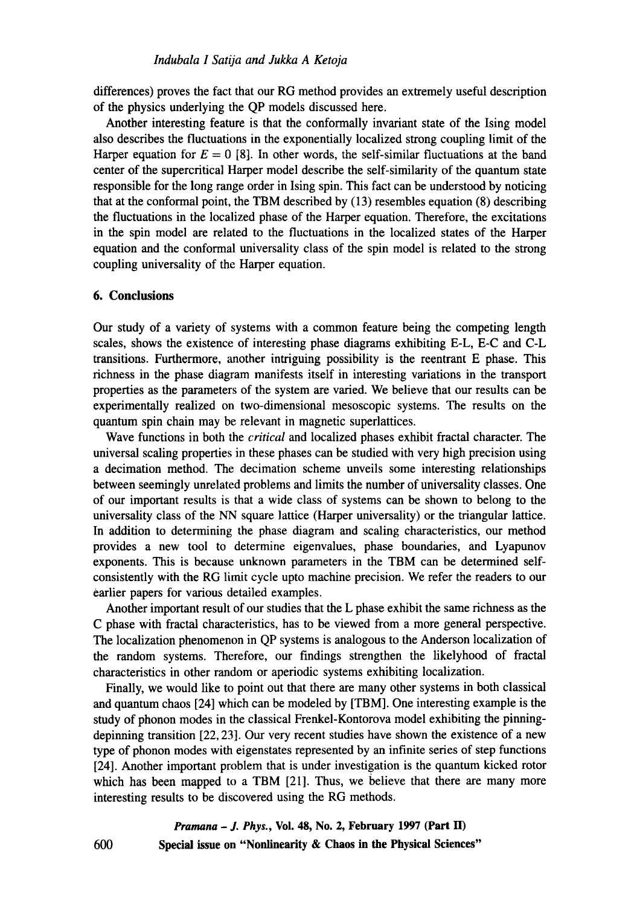differences) proves the fact that our RG method provides an extremely useful description of the physics underlying the QP models discussed here.

Another interesting feature is that the conformally invariant state of the Ising model also describes the fluctuations in the exponentially localized strong coupling limit of the Harper equation for $E = 0$ [8]. In other words, the self-similar fluctuations at the band center of the supercritical Harper model describe the self-similarity of the quantum state responsible for the long range order in Ising spin. This fact can be understood by noticing that at the conformal point, the TBM described by (13) resembles equation (8) describing the fluctuations in the localized phase of the Harper equation. Therefore, the excitations in the spin model are related to the fluctuations in the localized states of the Harper equation and the conformal universality class of the spin model is related to the strong coupling universality of the Harper equation.

## 6. Conclusions

Our study of a variety of systems with a common feature being the competing length scales, shows the existence of interesting phase diagrams exhibiting E-L, E-C and C-L transitions. Furthermore, another intriguing possibility is the reentrant E phase. This richness in the phase diagram manifests itself in interesting variations in the transport properties as the parameters of the system are varied. We believe that our results can be experimentally realized on two-dimensional mesoscopic systems. The results on the quantum spin chain may be relevant in magnetic superlattices.

Wave functions in both the *critical* and localized phases exhibit fractal character. The universal scaling properties in these phases can be studied with very high precision using a decimation method. The decimation scheme unveils some interesting relationships between seemingly unrelated problems and limits the number of universality classes. One of our important results is that a wide class of systems can be shown to belong to the universality class of the NN square lattice (Harper universality) or the triangular lattice. In addition to determining the phase diagram and scaling characteristics, our method provides a new tool to determine eigenvalues, phase boundaries, and Lyapunov exponents. This is because unknown parameters in the TBM can be determined self-consistently with the RG limit cycle upto machine precision. We refer the readers to our earlier papers for various detailed examples.

Another important result of our studies that the L phase exhibit the same richness as the C phase with fractal characteristics, has to be viewed from a more general perspective. The localization phenomenon in QP systems is analogous to the Anderson localization of the random systems. Therefore, our findings strengthen the likelyhood of fractal characteristics in other random or aperiodic systems exhibiting localization.

Finally, we would like to point out that there are many other systems in both classical and quantum chaos [24] which can be modeled by [TBM]. One interesting example is the study of phonon modes in the classical Frenkel-Kontorova model exhibiting the pinning-depinning transition [22, 23]. Our very recent studies have shown the existence of a new type of phonon modes with eigenstates represented by an infinite series of step functions [24]. Another important problem that is under investigation is the quantum kicked rotor which has been mapped to a TBM [21]. Thus, we believe that there are many more interesting results to be discovered using the RG methods.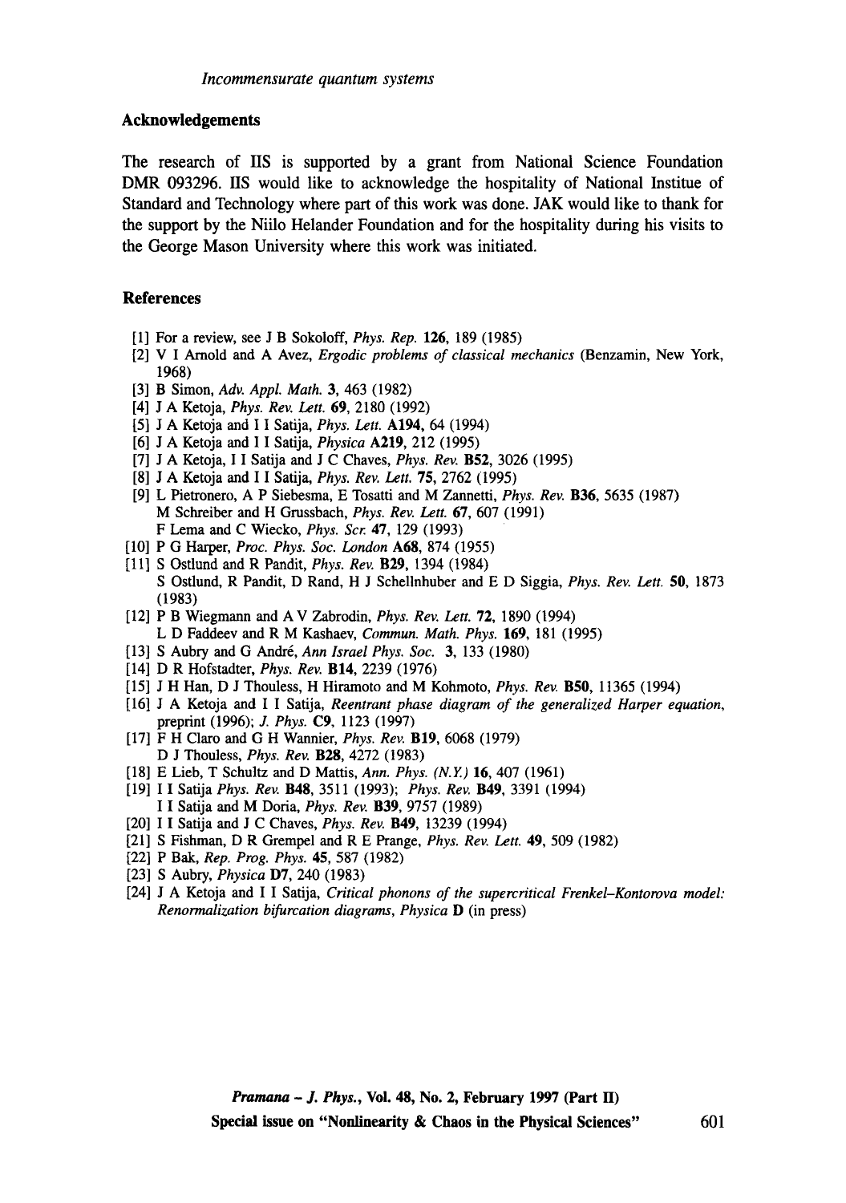## Acknowledgements

The research of IIS is supported by a grant from National Science Foundation DMR 093296. IIS would like to acknowledge the hospitality of National Institue of Standard and Technology where part of this work was done. JAK would like to thank for the support by the Niilo Helander Foundation and for the hospitality during his visits to the George Mason University where this work was initiated.

## References

[1] For a review, see J B Sokoloff, *Phys. Rep.* **126**, 189 (1985)
[2] V I Arnold and A Avez, *Ergodic problems of classical mechanics* (Benzamin, New York, 1968)
[3] B Simon, *Adv. Appl. Math.* **3**, 463 (1982)
[4] J A Ketoja, *Phys. Rev. Lett.* **69**, 2180 (1992)
[5] J A Ketoja and I I Satija, *Phys. Lett.* **A194**, 64 (1994)
[6] J A Ketoja and I I Satija, *Physica* **A219**, 212 (1995)
[7] J A Ketoja, I I Satija and J C Chaves, *Phys. Rev.* **B52**, 3026 (1995)
[8] J A Ketoja and I I Satija, *Phys. Rev. Lett.* **75**, 2762 (1995)
[9] L Pietronero, A P Siebesma, E Tosatti and M Zannetti, *Phys. Rev.* **B36**, 5635 (1987)
M Schreiber and H Grussbach, *Phys. Rev. Lett.* **67**, 607 (1991)
F Lema and C Wiecko, *Phys. Scr.* **47**, 129 (1993)
[10] P G Harper, *Proc. Phys. Soc. London* **A68**, 874 (1955)
[11] S Ostlund and R Pandit, *Phys. Rev.* **B29**, 1394 (1984)
S Ostlund, R Pandit, D Rand, H J Schellnhuber and E D Siggia, *Phys. Rev. Lett.* **50**, 1873 (1983)
[12] P B Wiegmann and A V Zabrodin, *Phys. Rev. Lett.* **72**, 1890 (1994)
L D Faddeev and R M Kashaev, *Commun. Math. Phys.* **169**, 181 (1995)
[13] S Aubry and G André, *Ann Israel Phys. Soc.* **3**, 133 (1980)
[14] D R Hofstadter, *Phys. Rev.* **B14**, 2239 (1976)
[15] J H Han, D J Thouless, H Hiramoto and M Kohmoto, *Phys. Rev.* **B50**, 11365 (1994)
[16] J A Ketoja and I I Satija, *Reentrant phase diagram of the generalized Harper equation*, preprint (1996); *J. Phys.* **C9**, 1123 (1997)
[17] F H Claro and G H Wannier, *Phys. Rev.* **B19**, 6068 (1979)
D J Thouless, *Phys. Rev.* **B28**, 4272 (1983)
[18] E Lieb, T Schultz and D Mattis, *Ann. Phys. (N.Y.)* **16**, 407 (1961)
[19] I I Satija *Phys. Rev.* **B48**, 3511 (1993); *Phys. Rev.* **B49**, 3391 (1994)
I I Satija and M Doria, *Phys. Rev.* **B39**, 9757 (1989)
[20] I I Satija and J C Chaves, *Phys. Rev.* **B49**, 13239 (1994)
[21] S Fishman, D R Grempel and R E Prange, *Phys. Rev. Lett.* **49**, 509 (1982)
[22] P Bak, *Rep. Prog. Phys.* **45**, 587 (1982)
[23] S Aubry, *Physica* **D7**, 240 (1983)
[24] J A Ketoja and I I Satija, *Critical phonons of the supercritical Frenkel–Kontorova model: Renormalization bifurcation diagrams*, *Physica* **D** (in press)